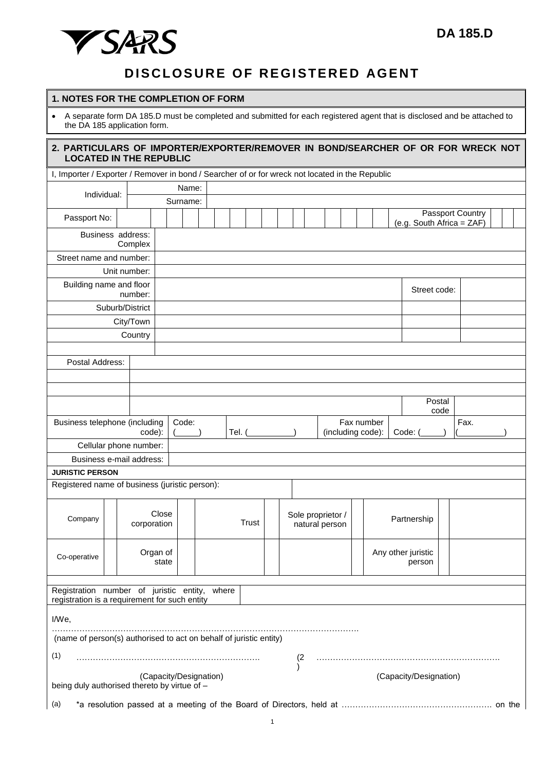# DA 185.D

## DISCLOSURE OF REGISTERED AGENT

### 1. NOTES FOR THE COMPLETION OF FORM

- A separate form DA 185.D must be completed and submitted for each registered agent that is disclosed and be attached to the DA 185 application form.

### 2. PARTICULARS OF IMPORTER/EXPORTER/REMOVER IN BOND/SEARCHER OF OR FOR WRECK NOT LOCATED IN THE REPUBLIC

I, Importer / Exporter / Remover in bond / Searcher of or for wreck not located in the Republic

| | | |
|---|---|---|
| Individual: | Name: | |
| | Surname: | |
| Passport No: | | Passport Country (e.g. South Africa = ZAF) |

| | | | |
|---|---|---|---|
| Business address: Complex | | | |
| Street name and number: | | | |
| Unit number: | | | |
| Building name and floor number: | | Street code: | |
| Suburb/District | | | |
| City/Town | | | |
| Country | | | |
| | | | |

| | | | |
|---|---|---|---|
| Postal Address: | | | |
| | | | |
| | | | |
| | | Postal code | |

| | | | | | |
|---|---|---|---|---|---|
| Business telephone (including code): | Code: (\_\_\_\_\_) | Tel. (\_\_\_\_\_\_\_\_\_\_) | Fax number (including code): | Code: (\_\_\_\_\_) | Fax. (\_\_\_\_\_\_\_\_\_\_) |
| Cellular phone number: | | | | | |
| Business e-mail address: | | | | | |

**JURISTIC PERSON**

| | |
|---|---|
| Registered name of business (juristic person): | |

| | | | | | | | | | |
|---|---|---|---|---|---|---|---|---|---|
| Company | | Close corporation | | Trust | | Sole proprietor / natural person | | Partnership | |
| Co-operative | | Organ of state | | | | | | Any other juristic person | |

| | |
|---|---|
| Registration number of juristic entity, where registration is a requirement for such entity | |

I/We,

………………………………………………………………………………………………….
(name of person(s) authorised to act on behalf of juristic entity)

(1) ………………………………………………………… (2) …………………………………………………………
(Capacity/Designation) (Capacity/Designation)

being duly authorised thereto by virtue of –

(a) *a resolution passed at a meeting of the Board of Directors, held at ……………………………………………… on the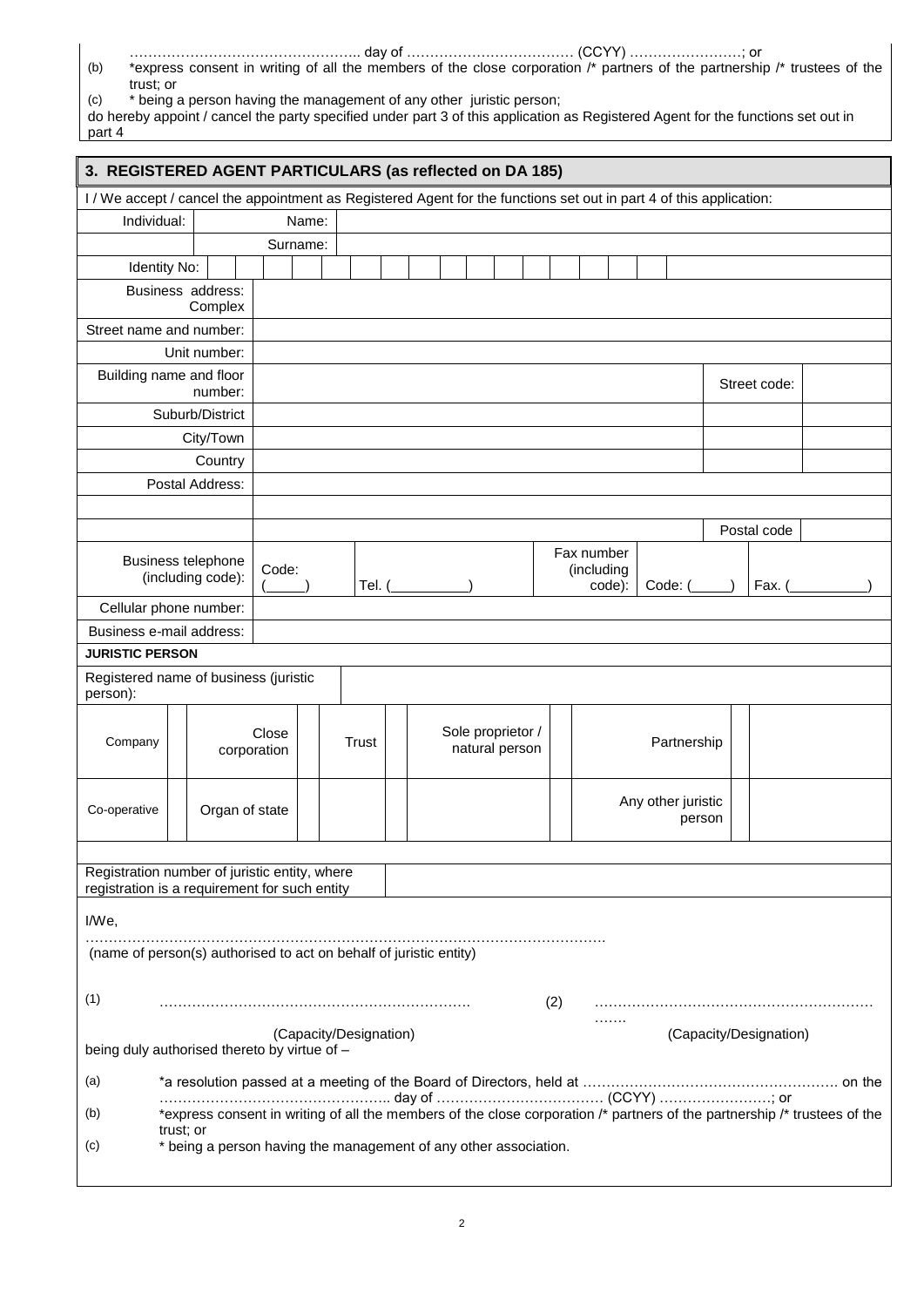………………………………………….. day of ……………………………… (CCYY) ……………………; or

(b) *express consent in writing of all the members of the close corporation /* partners of the partnership /* trustees of the trust; or

(c) * being a person having the management of any other juristic person;

do hereby appoint / cancel the party specified under part 3 of this application as Registered Agent for the functions set out in part 4

## 3. REGISTERED AGENT PARTICULARS (as reflected on DA 185)

I / We accept / cancel the appointment as Registered Agent for the functions set out in part 4 of this application:

| Field | Value |
|---|---|
| Individual: Name: | |
| Surname: | |
| Identity No: | |
| Business address: Complex | |
| Street name and number: | |
| Unit number: | |
| Building name and floor number: | Street code: |
| Suburb/District | |
| City/Town | |
| Country | |
| Postal Address: | |
| | |
| | Postal code |
| Business telephone (including code): | Code: (\_\_\_\_\_) Tel. (\_\_\_\_\_\_\_\_\_) |
| Fax number (including code): | Code: (\_\_\_\_\_) Fax. (\_\_\_\_\_\_\_\_\_) |
| Cellular phone number: | |
| Business e-mail address: | |

**JURISTIC PERSON**

| Registered name of business (juristic person): | |
|---|---|

| Company | | Close corporation | | Trust | | Sole proprietor / natural person | | Partnership | |
|---|---|---|---|---|---|---|---|---|---|
| Co-operative | | Organ of state | | | | | | Any other juristic person | |

| Registration number of juristic entity, where registration is a requirement for such entity | |
|---|---|

I/We,

……………………………………………………………………………………………………

(name of person(s) authorised to act on behalf of juristic entity)

(1) …………………………………………………………. (Capacity/Designation)

(2) ……………………………………………………………. (Capacity/Designation)

being duly authorised thereto by virtue of –

(a) *a resolution passed at a meeting of the Board of Directors, held at ………………………………………………. on the ………………………………………….. day of ……………………………… (CCYY) ……………………; or

(b) *express consent in writing of all the members of the close corporation /* partners of the partnership /* trustees of the trust; or

(c) * being a person having the management of any other association.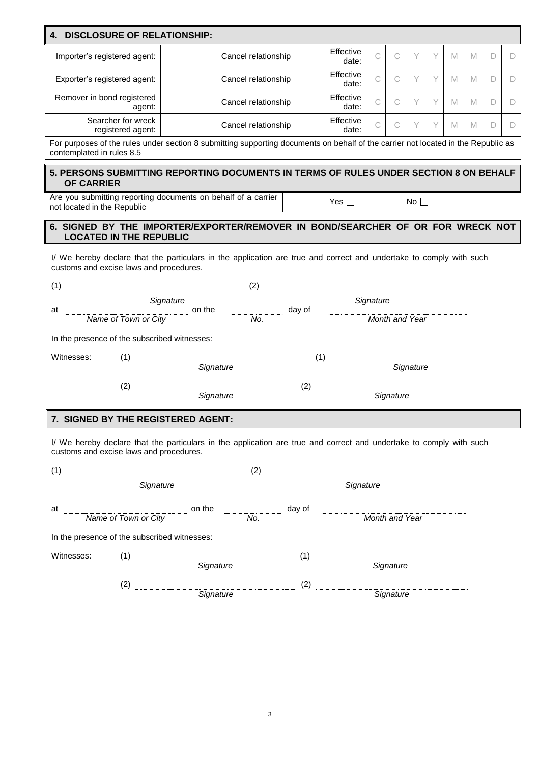## 4. DISCLOSURE OF RELATIONSHIP:

| | | | | | | | | | | | | | |
|---|---|---|---|---|---|---|---|---|---|---|---|---|---|
| Importer's registered agent: | | Cancel relationship | | Effective date: | C | C | Y | Y | M | M | D | D |
| Exporter's registered agent: | | Cancel relationship | | Effective date: | C | C | Y | Y | M | M | D | D |
| Remover in bond registered agent: | | Cancel relationship | | Effective date: | C | C | Y | Y | M | M | D | D |
| Searcher for wreck registered agent: | | Cancel relationship | | Effective date: | C | C | Y | Y | M | M | D | D |

For purposes of the rules under section 8 submitting supporting documents on behalf of the carrier not located in the Republic as contemplated in rules 8.5

## 5. PERSONS SUBMITTING REPORTING DOCUMENTS IN TERMS OF RULES UNDER SECTION 8 ON BEHALF OF CARRIER

| | | |
|---|---|---|
| Are you submitting reporting documents on behalf of a carrier not located in the Republic | Yes ☐ | No ☐ |

## 6. SIGNED BY THE IMPORTER/EXPORTER/REMOVER IN BOND/SEARCHER OF OR FOR WRECK NOT LOCATED IN THE REPUBLIC

I/ We hereby declare that the particulars in the application are true and correct and undertake to comply with such customs and excise laws and procedures.

(1) ............................................ (2) ............................................
*Signature* *Signature*

at ............................ on the ............ day of ............................
*Name of Town or City* *No.* *Month and Year*

In the presence of the subscribed witnesses:

Witnesses: (1) ............................ (1) ............................
*Signature* *Signature*

(2) ............................ (2) ............................
*Signature* *Signature*

## 7. SIGNED BY THE REGISTERED AGENT:

I/ We hereby declare that the particulars in the application are true and correct and undertake to comply with such customs and excise laws and procedures.

(1) ............................................ (2) ............................................
*Signature* *Signature*

at ............................ on the ............ day of ............................
*Name of Town or City* *No.* *Month and Year*

In the presence of the subscribed witnesses:

Witnesses: (1) ............................ (1) ............................
*Signature* *Signature*

(2) ............................ (2) ............................
*Signature* *Signature*